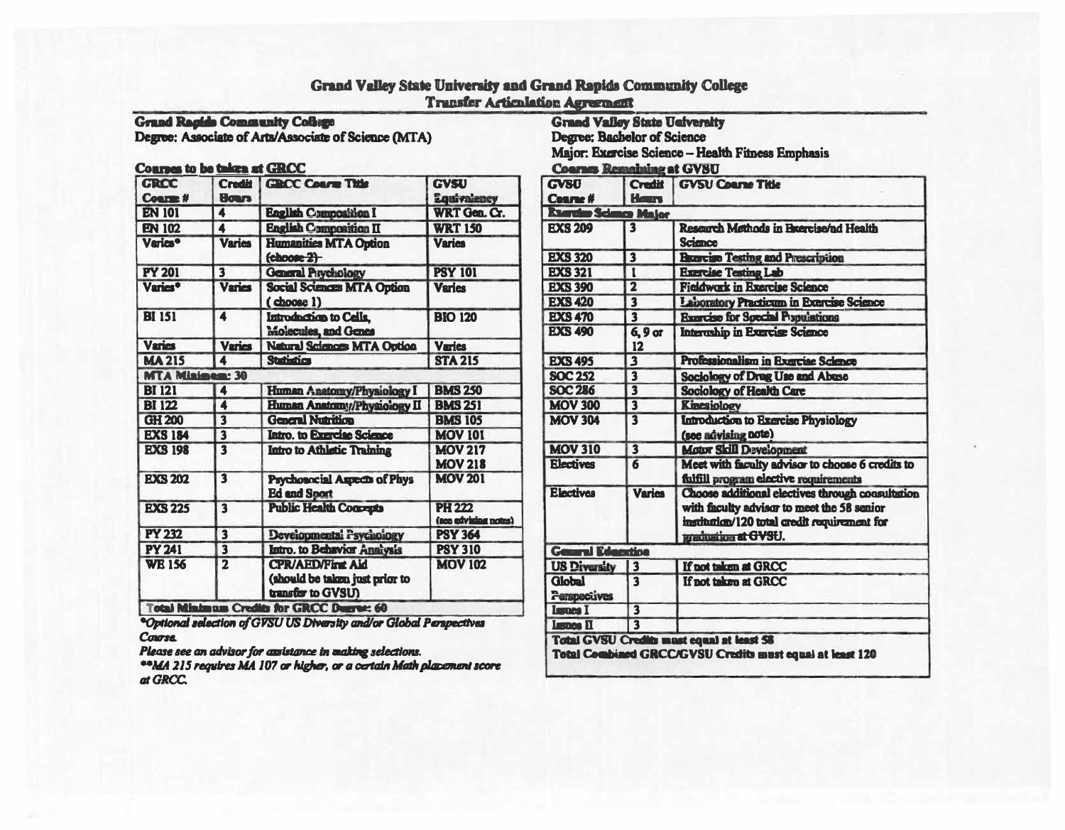# Grand Valley State University and Grand Rapids Community College
## Transfer Articulation Agreement

**Grand Rapids Community College**
**Degree: Associate of Arts/Associate of Science (MTA)**

**Courses to be taken at GRCC**

| GRCC Course # | Credit Hours | GRCC Course Title | GVSU Equivalency |
|---|---|---|---|
| EN 101 | 4 | English Composition I | WRT Gen. Cr. |
| EN 102 | 4 | English Composition II | WRT 150 |
| Varies* | Varies | Humanities MTA Option (choose 2) | Varies |
| PY 201 | 3 | General Psychology | PSY 101 |
| Varies* | Varies | Social Sciences MTA Option ( choose 1) | Varies |
| BI 151 | 4 | Introduction to Cells, Molecules, and Genes | BIO 120 |
| Varies | Varies | Natural Sciences MTA Option | Varies |
| MA 215 | 4 | Statistics | STA 215 |
| **MTA Minimum: 30** | | | |
| BI 121 | 4 | Human Anatomy/Physiology I | BMS 250 |
| BI 122 | 4 | Human Anatomy/Physiology II | BMS 251 |
| GH 200 | 3 | General Nutrition | BMS 105 |
| EXS 184 | 3 | Intro. to Exercise Science | MOV 101 |
| EXS 198 | 3 | Intro to Athletic Training | MOV 217 MOV 218 |
| EXS 202 | 3 | Psychosocial Aspects of Phys Ed and Sport | MOV 201 |
| EXS 225 | 3 | Public Health Concepts | PH 222 (see advising notes) |
| PY 232 | 3 | Developmental Psychology | PSY 364 |
| PY 241 | 3 | Intro. to Behavior Analysis | PSY 310 |
| WE 156 | 2 | CPR/AED/First Aid (should be taken just prior to transfer to GVSU) | MOV 102 |
| **Total Minimum Credits for GRCC Degree: 60** | | | |

*\*Optional selection of GVSU US Diversity and/or Global Perspectives Course.*

*Please see an advisor for assistance in making selections.*

*\*\*MA 215 requires MA 107 or higher, or a certain Math placement score at GRCC.*

**Grand Valley State University**
**Degree: Bachelor of Science**
**Major: Exercise Science – Health Fitness Emphasis**

**Courses Remaining at GVSU**

| GVSU Course # | Credit Hours | GVSU Course Title |
|---|---|---|
| **Exercise Science Major** | | |
| EXS 209 | 3 | Research Methods in Exercise/nd Health Science |
| EXS 320 | 3 | Exercise Testing and Prescription |
| EXS 321 | 1 | Exercise Testing Lab |
| EXS 390 | 2 | Fieldwork in Exercise Science |
| EXS 420 | 3 | Laboratory Practicum in Exercise Science |
| EXS 470 | 3 | Exercise for Special Populations |
| EXS 490 | 6, 9 or 12 | Internship in Exercise Science |
| EXS 495 | 3 | Professionalism in Exercise Science |
| SOC 252 | 3 | Sociology of Drug Use and Abuse |
| SOC 286 | 3 | Sociology of Health Care |
| MOV 300 | 3 | Kinesiology |
| MOV 304 | 3 | Introduction to Exercise Physiology (see advising note) |
| MOV 310 | 3 | Motor Skill Development |
| Electives | 6 | Meet with faculty advisor to choose 6 credits to fulfill program elective requirements |
| Electives | Varies | Choose additional electives through consultation with faculty advisor to meet the 58 senior institution/120 total credit requirement for graduation at GVSU. |
| **General Education** | | |
| US Diversity | 3 | If not taken at GRCC |
| Global Perspectives | 3 | If not taken at GRCC |
| Issues I | 3 | |
| Issues II | 3 | |

**Total GVSU Credits must equal at least 58**
**Total Combined GRCC/GVSU Credits must equal at least 120**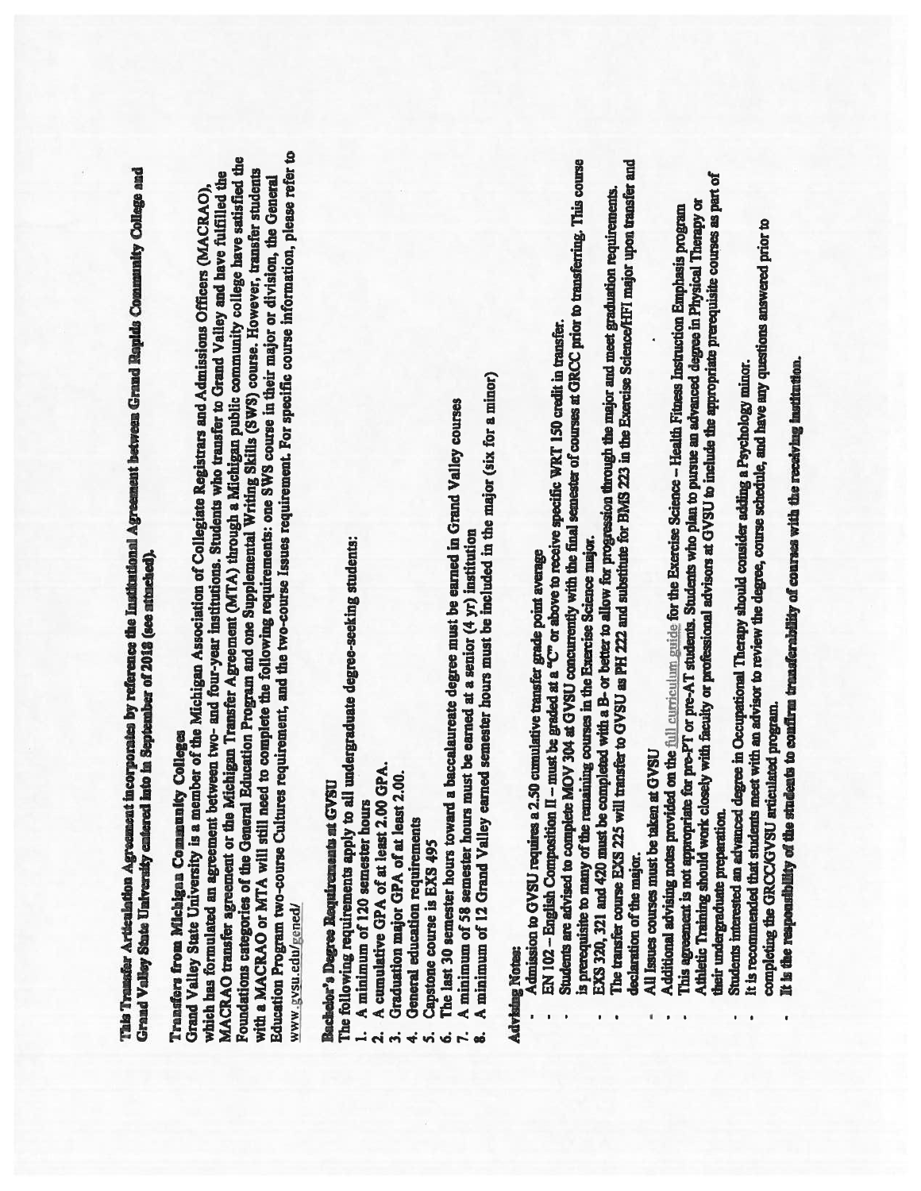This Transfer Articulation Agreement incorporates by reference the Institutional Agreement between Grand Rapids Community College and Grand Valley State University entered into in September of 2018 (see attached).

**Transfers from Michigan Community Colleges**

Grand Valley State University is a member of the Michigan Association of Collegiate Registrars and Admissions Officers (MACRAO), which has formulated an agreement between two- and four-year institutions. Students who transfer to Grand Valley and have fulfilled the MACRAO transfer agreement or the Michigan Transfer Agreement (MTA) through a Michigan public community college have satisfied the Foundations categories of the General Education Program and one Supplemental Writing Skills (SWS) course. However, transfer students with a MACRAO or MTA will still need to complete the following requirements: one SWS course in their major or division, the General Education Program two-course Cultures requirement, and the two-course Issues requirement. For specific course information, please refer to www.gvsu.edu/gened/

**Bachelor's Degree Requirements at GVSU**

The following requirements apply to all undergraduate degree-seeking students:

1. A minimum of 120 semester hours
2. A cumulative GPA of at least 2.00 GPA.
3. Graduation major GPA of at least 2.00.
4. General education requirements
5. Capstone course is EXS 495
6. The last 30 semester hours toward a baccalaureate degree must be earned in Grand Valley courses
7. A minimum of 58 semester hours must be earned at a senior (4 yr) institution
8. A minimum of 12 Grand Valley earned semester hours must be included in the major (six for a minor)

**Advising Notes:**

- Admission to GVSU requires a 2.50 cumulative transfer grade point average
- EN 102 – English Composition II – must be graded at a "C" or above to receive specific WRT 150 credit in transfer.
- Students are advised to complete MOV 304 at GVSU concurrently with the final semester of courses at GRCC prior to transferring. This course is prerequisite to many of the remaining courses in the Exercise Science major.
- EXS 320, 321 and 420 must be completed with a B- or better to allow for progression through the major and meet graduation requirements.
- The transfer course EXS 225 will transfer to GVSU as PH 222 and substitute for BMS 223 in the Exercise Science/HFI major upon transfer and declaration of the major.
- All Issues courses must be taken at GVSU
- Additional advising notes provided on the full curriculum guide for the Exercise Science – Health Fitness Instruction Emphasis program
- This agreement is not appropriate for pre-PT or pre-AT students. Students who plan to pursue an advanced degree in Physical Therapy or Athletic Training should work closely with faculty or professional advisors at GVSU to include the appropriate prerequisite courses as part of their undergraduate preparation.
- Students interested an advanced degree in Occupational Therapy should consider adding a Psychology minor.
- It is recommended that students meet with an advisor to review the degree, course schedule, and have any questions answered prior to completing the GRCC/GVSU articulated program.
- **It is the responsibility of the students to confirm transferability of courses with the receiving institution.**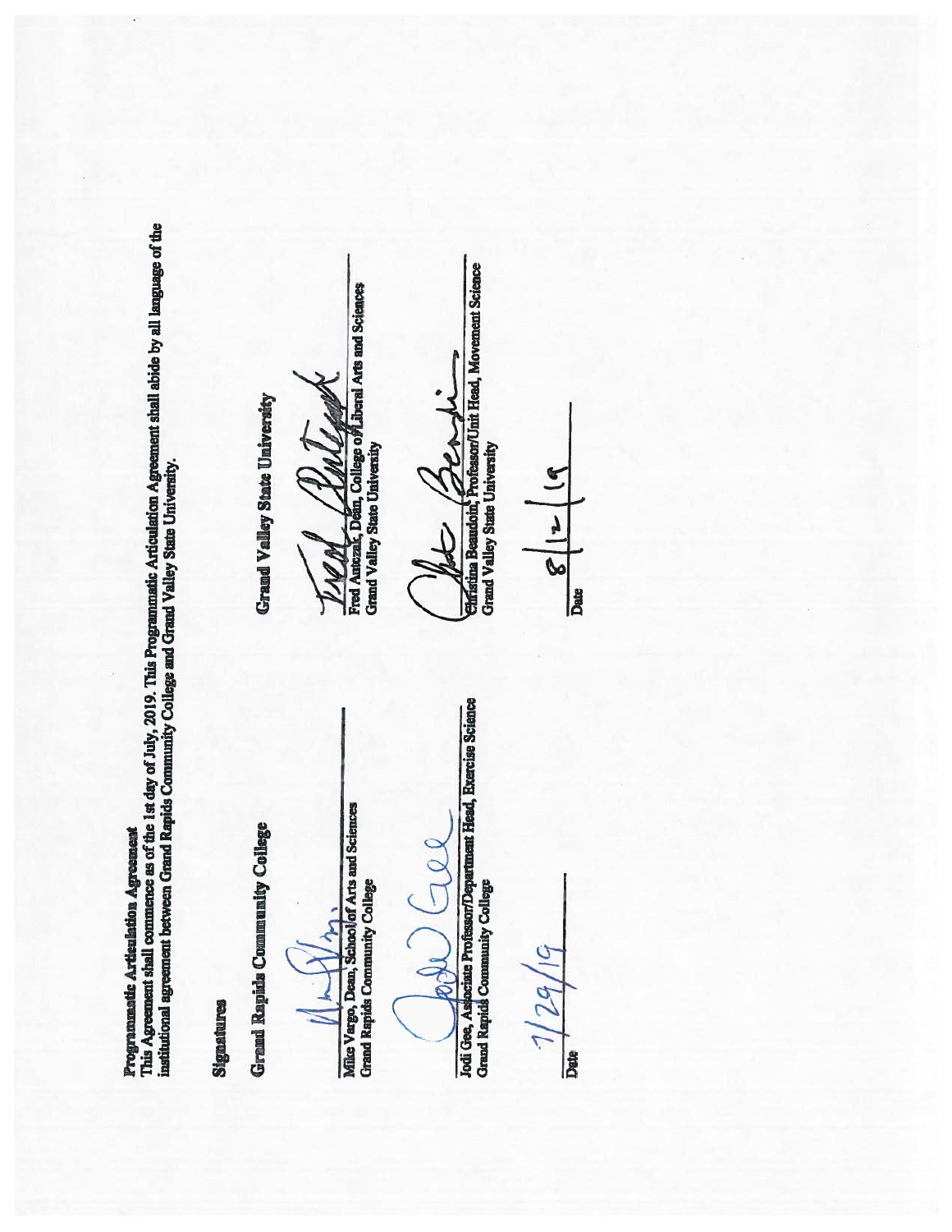**Programmatic Articulation Agreement**

This Agreement shall commence as of the 1st day of July, 2019. This Programmatic Articulation Agreement shall abide by all language of the institutional agreement between Grand Rapids Community College and Grand Valley State University.

**Signatures**

**Grand Rapids Community College**

Mike Vargo, Dean, School of Arts and Sciences
Grand Rapids Community College

Jodi Gee, Associate Professor/Department Head, Exercise Science
Grand Rapids Community College

7/29/19
Date

**Grand Valley State University**

Fred Antczak, Dean, College of Liberal Arts and Sciences
Grand Valley State University

Christina Beaudoin, Professor/Unit Head, Movement Science
Grand Valley State University

8/12/19
Date